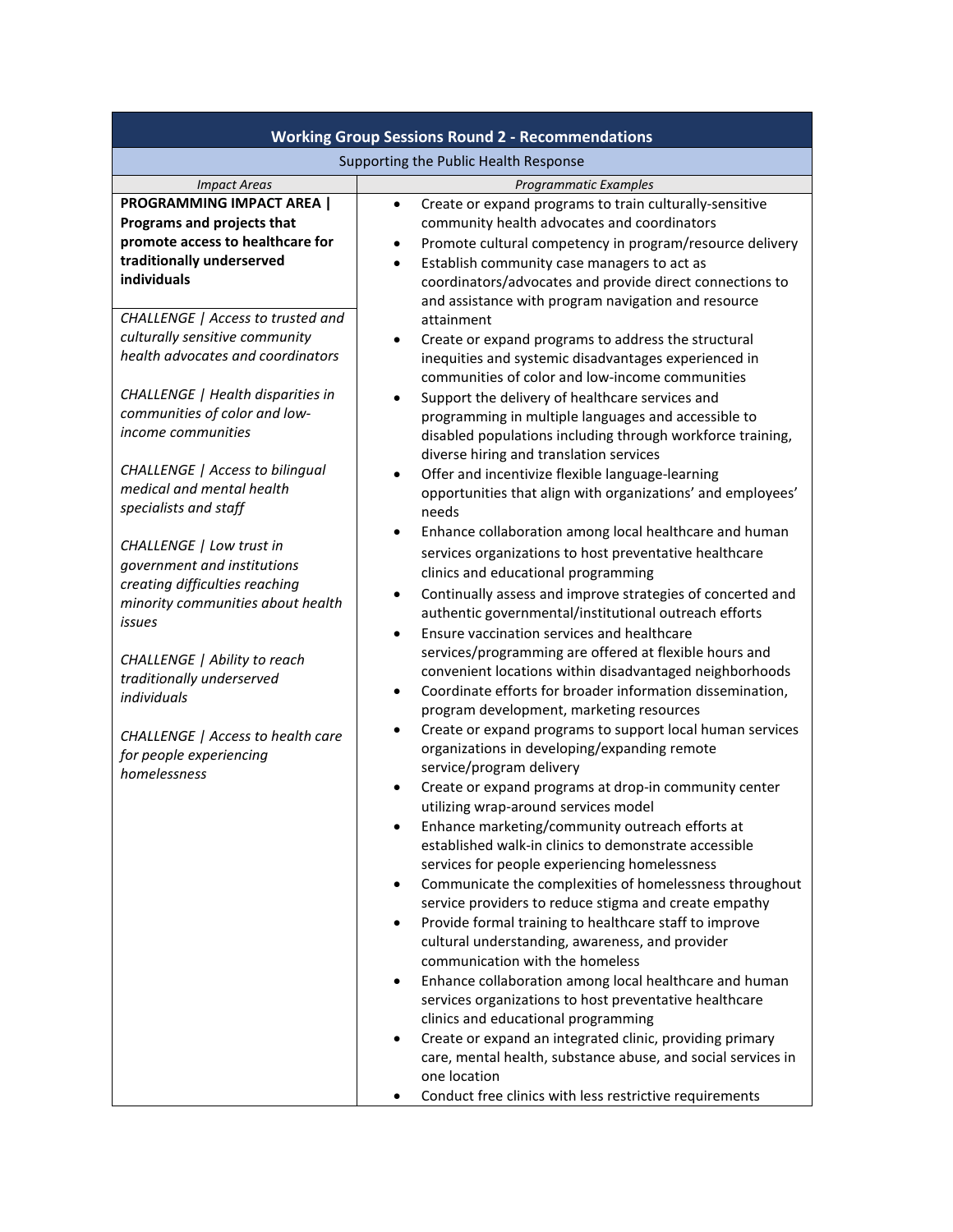| Working Group Sessions Round 2 - Recommendations | |
|---|---|
| Supporting the Public Health Response | |
| *Impact Areas* | *Programmatic Examples* |
| **PROGRAMMING IMPACT AREA \| Programs and projects that promote access to healthcare for traditionally underserved individuals**<br><br>*CHALLENGE \| Access to trusted and culturally sensitive community health advocates and coordinators*<br><br>*CHALLENGE \| Health disparities in communities of color and low-income communities*<br><br>*CHALLENGE \| Access to bilingual medical and mental health specialists and staff*<br><br>*CHALLENGE \| Low trust in government and institutions creating difficulties reaching minority communities about health issues*<br><br>*CHALLENGE \| Ability to reach traditionally underserved individuals*<br><br>*CHALLENGE \| Access to health care for people experiencing homelessness* | • Create or expand programs to train culturally-sensitive community health advocates and coordinators<br>• Promote cultural competency in program/resource delivery<br>• Establish community case managers to act as coordinators/advocates and provide direct connections to and assistance with program navigation and resource attainment<br>• Create or expand programs to address the structural inequities and systemic disadvantages experienced in communities of color and low-income communities<br>• Support the delivery of healthcare services and programming in multiple languages and accessible to disabled populations including through workforce training, diverse hiring and translation services<br>• Offer and incentivize flexible language-learning opportunities that align with organizations' and employees' needs<br>• Enhance collaboration among local healthcare and human services organizations to host preventative healthcare clinics and educational programming<br>• Continually assess and improve strategies of concerted and authentic governmental/institutional outreach efforts<br>• Ensure vaccination services and healthcare services/programming are offered at flexible hours and convenient locations within disadvantaged neighborhoods<br>• Coordinate efforts for broader information dissemination, program development, marketing resources<br>• Create or expand programs to support local human services organizations in developing/expanding remote service/program delivery<br>• Create or expand programs at drop-in community center utilizing wrap-around services model<br>• Enhance marketing/community outreach efforts at established walk-in clinics to demonstrate accessible services for people experiencing homelessness<br>• Communicate the complexities of homelessness throughout service providers to reduce stigma and create empathy<br>• Provide formal training to healthcare staff to improve cultural understanding, awareness, and provider communication with the homeless<br>• Enhance collaboration among local healthcare and human services organizations to host preventative healthcare clinics and educational programming<br>• Create or expand an integrated clinic, providing primary care, mental health, substance abuse, and social services in one location<br>• Conduct free clinics with less restrictive requirements |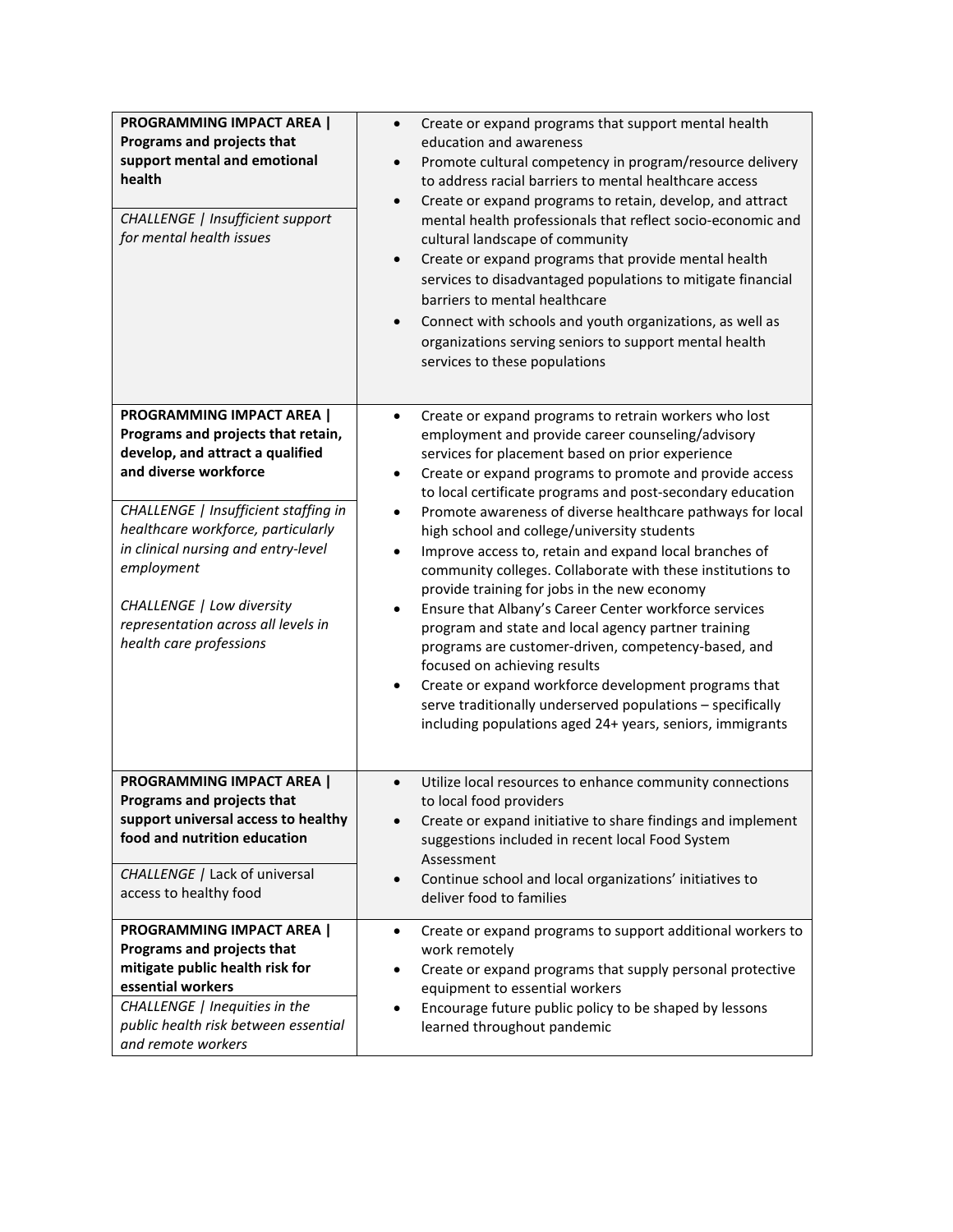| | |
|---|---|
| **PROGRAMMING IMPACT AREA \| Programs and projects that support mental and emotional health**<br><br>*CHALLENGE \| Insufficient support for mental health issues* | • Create or expand programs that support mental health education and awareness<br>• Promote cultural competency in program/resource delivery to address racial barriers to mental healthcare access<br>• Create or expand programs to retain, develop, and attract mental health professionals that reflect socio-economic and cultural landscape of community<br>• Create or expand programs that provide mental health services to disadvantaged populations to mitigate financial barriers to mental healthcare<br>• Connect with schools and youth organizations, as well as organizations serving seniors to support mental health services to these populations |
| **PROGRAMMING IMPACT AREA \| Programs and projects that retain, develop, and attract a qualified and diverse workforce**<br><br>*CHALLENGE \| Insufficient staffing in healthcare workforce, particularly in clinical nursing and entry-level employment*<br><br>*CHALLENGE \| Low diversity representation across all levels in health care professions* | • Create or expand programs to retrain workers who lost employment and provide career counseling/advisory services for placement based on prior experience<br>• Create or expand programs to promote and provide access to local certificate programs and post-secondary education<br>• Promote awareness of diverse healthcare pathways for local high school and college/university students<br>• Improve access to, retain and expand local branches of community colleges. Collaborate with these institutions to provide training for jobs in the new economy<br>• Ensure that Albany's Career Center workforce services program and state and local agency partner training programs are customer-driven, competency-based, and focused on achieving results<br>• Create or expand workforce development programs that serve traditionally underserved populations – specifically including populations aged 24+ years, seniors, immigrants |
| **PROGRAMMING IMPACT AREA \| Programs and projects that support universal access to healthy food and nutrition education**<br><br>*CHALLENGE \|* Lack of universal access to healthy food | • Utilize local resources to enhance community connections to local food providers<br>• Create or expand initiative to share findings and implement suggestions included in recent local Food System Assessment<br>• Continue school and local organizations' initiatives to deliver food to families |
| **PROGRAMMING IMPACT AREA \| Programs and projects that mitigate public health risk for essential workers**<br><br>*CHALLENGE \| Inequities in the public health risk between essential and remote workers* | • Create or expand programs to support additional workers to work remotely<br>• Create or expand programs that supply personal protective equipment to essential workers<br>• Encourage future public policy to be shaped by lessons learned throughout pandemic |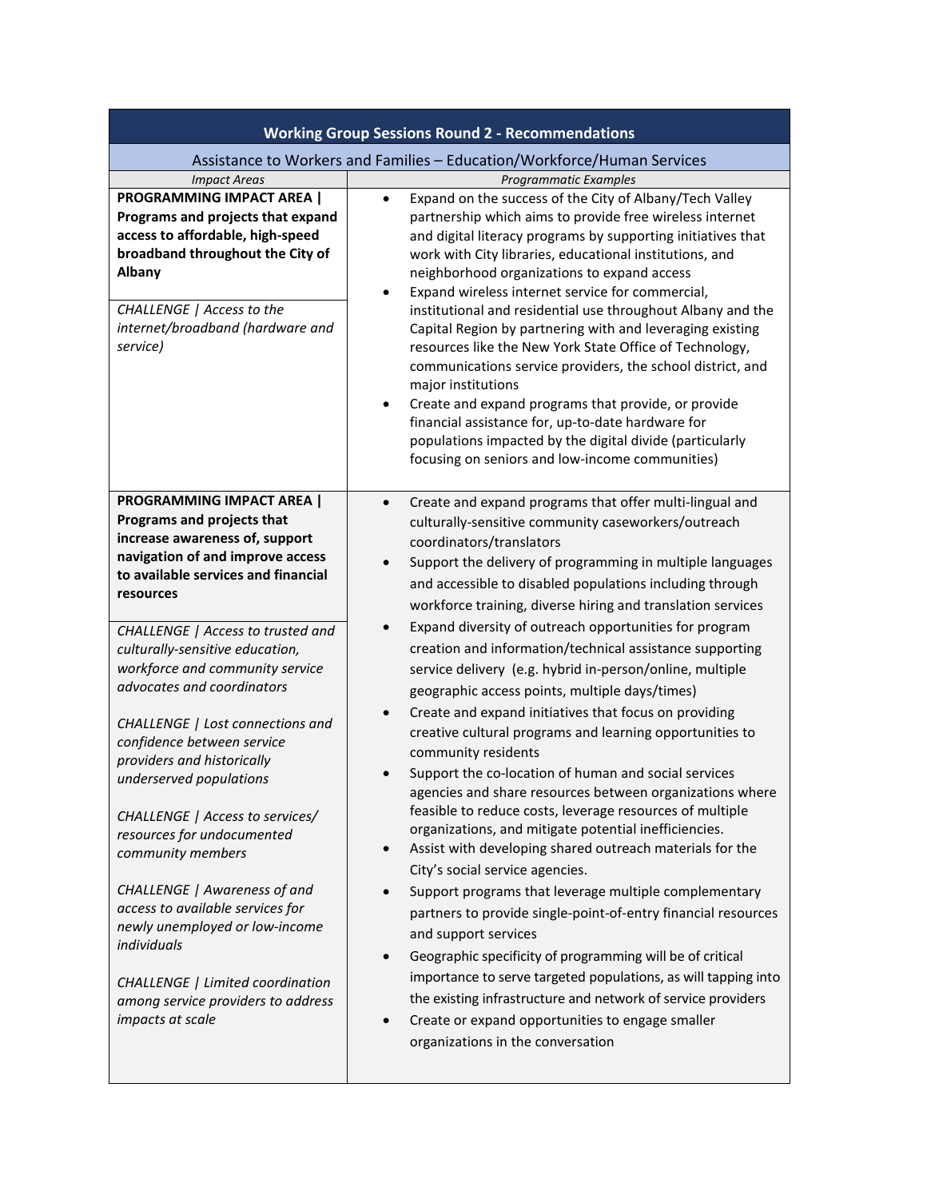| Working Group Sessions Round 2 - Recommendations | |
|---|---|
| Assistance to Workers and Families – Education/Workforce/Human Services | |
| *Impact Areas* | *Programmatic Examples* |
| **PROGRAMMING IMPACT AREA \| Programs and projects that expand access to affordable, high-speed broadband throughout the City of Albany**<br><br>*CHALLENGE \| Access to the internet/broadband (hardware and service)* | • Expand on the success of the City of Albany/Tech Valley partnership which aims to provide free wireless internet and digital literacy programs by supporting initiatives that work with City libraries, educational institutions, and neighborhood organizations to expand access<br>• Expand wireless internet service for commercial, institutional and residential use throughout Albany and the Capital Region by partnering with and leveraging existing resources like the New York State Office of Technology, communications service providers, the school district, and major institutions<br>• Create and expand programs that provide, or provide financial assistance for, up-to-date hardware for populations impacted by the digital divide (particularly focusing on seniors and low-income communities) |
| **PROGRAMMING IMPACT AREA \| Programs and projects that increase awareness of, support navigation of and improve access to available services and financial resources**<br><br>*CHALLENGE \| Access to trusted and culturally-sensitive education, workforce and community service advocates and coordinators*<br><br>*CHALLENGE \| Lost connections and confidence between service providers and historically underserved populations*<br><br>*CHALLENGE \| Access to services/ resources for undocumented community members*<br><br>*CHALLENGE \| Awareness of and access to available services for newly unemployed or low-income individuals*<br><br>*CHALLENGE \| Limited coordination among service providers to address impacts at scale* | • Create and expand programs that offer multi-lingual and culturally-sensitive community caseworkers/outreach coordinators/translators<br>• Support the delivery of programming in multiple languages and accessible to disabled populations including through workforce training, diverse hiring and translation services<br>• Expand diversity of outreach opportunities for program creation and information/technical assistance supporting service delivery (e.g. hybrid in-person/online, multiple geographic access points, multiple days/times)<br>• Create and expand initiatives that focus on providing creative cultural programs and learning opportunities to community residents<br>• Support the co-location of human and social services agencies and share resources between organizations where feasible to reduce costs, leverage resources of multiple organizations, and mitigate potential inefficiencies.<br>• Assist with developing shared outreach materials for the City's social service agencies.<br>• Support programs that leverage multiple complementary partners to provide single-point-of-entry financial resources and support services<br>• Geographic specificity of programming will be of critical importance to serve targeted populations, as will tapping into the existing infrastructure and network of service providers<br>• Create or expand opportunities to engage smaller organizations in the conversation |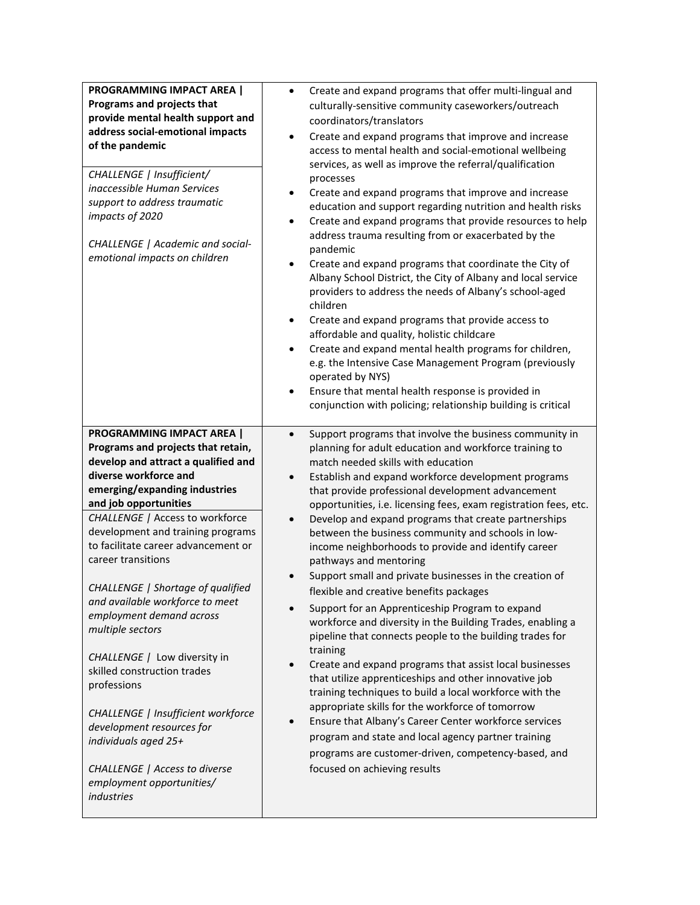| | |
|---|---|
| **PROGRAMMING IMPACT AREA \| Programs and projects that provide mental health support and address social-emotional impacts of the pandemic**<br><br>*CHALLENGE \| Insufficient/ inaccessible Human Services support to address traumatic impacts of 2020*<br><br>*CHALLENGE \| Academic and social-emotional impacts on children* | • Create and expand programs that offer multi-lingual and culturally-sensitive community caseworkers/outreach coordinators/translators<br>• Create and expand programs that improve and increase access to mental health and social-emotional wellbeing services, as well as improve the referral/qualification processes<br>• Create and expand programs that improve and increase education and support regarding nutrition and health risks<br>• Create and expand programs that provide resources to help address trauma resulting from or exacerbated by the pandemic<br>• Create and expand programs that coordinate the City of Albany School District, the City of Albany and local service providers to address the needs of Albany's school-aged children<br>• Create and expand programs that provide access to affordable and quality, holistic childcare<br>• Create and expand mental health programs for children, e.g. the Intensive Case Management Program (previously operated by NYS)<br>• Ensure that mental health response is provided in conjunction with policing; relationship building is critical |
| **PROGRAMMING IMPACT AREA \| Programs and projects that retain, develop and attract a qualified and diverse workforce and emerging/expanding industries and job opportunities**<br><br>*CHALLENGE \|* Access to workforce development and training programs to facilitate career advancement or career transitions<br><br>*CHALLENGE \| Shortage of qualified and available workforce to meet employment demand across multiple sectors*<br><br>*CHALLENGE \|* Low diversity in skilled construction trades professions<br><br>*CHALLENGE \| Insufficient workforce development resources for individuals aged 25+*<br><br>*CHALLENGE \| Access to diverse employment opportunities/ industries* | • Support programs that involve the business community in planning for adult education and workforce training to match needed skills with education<br>• Establish and expand workforce development programs that provide professional development advancement opportunities, i.e. licensing fees, exam registration fees, etc.<br>• Develop and expand programs that create partnerships between the business community and schools in low-income neighborhoods to provide and identify career pathways and mentoring<br>• Support small and private businesses in the creation of flexible and creative benefits packages<br>• Support for an Apprenticeship Program to expand workforce and diversity in the Building Trades, enabling a pipeline that connects people to the building trades for training<br>• Create and expand programs that assist local businesses that utilize apprenticeships and other innovative job training techniques to build a local workforce with the appropriate skills for the workforce of tomorrow<br>• Ensure that Albany's Career Center workforce services program and state and local agency partner training programs are customer-driven, competency-based, and focused on achieving results |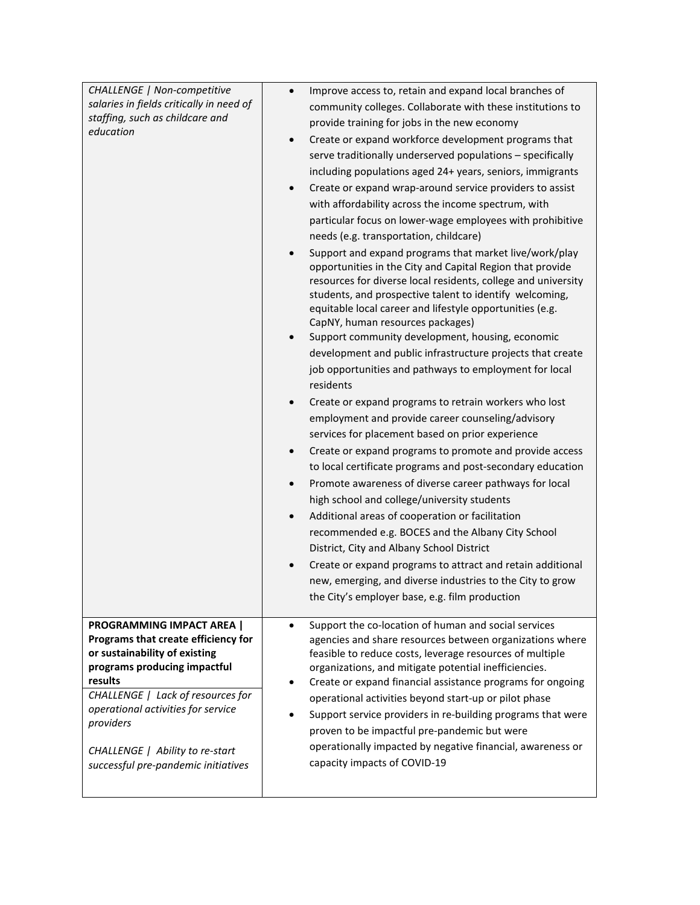| | |
|---|---|
| *CHALLENGE \| Non-competitive salaries in fields critically in need of staffing, such as childcare and education* | • Improve access to, retain and expand local branches of community colleges. Collaborate with these institutions to provide training for jobs in the new economy<br>• Create or expand workforce development programs that serve traditionally underserved populations – specifically including populations aged 24+ years, seniors, immigrants<br>• Create or expand wrap-around service providers to assist with affordability across the income spectrum, with particular focus on lower-wage employees with prohibitive needs (e.g. transportation, childcare)<br>• Support and expand programs that market live/work/play opportunities in the City and Capital Region that provide resources for diverse local residents, college and university students, and prospective talent to identify welcoming, equitable local career and lifestyle opportunities (e.g. CapNY, human resources packages)<br>• Support community development, housing, economic development and public infrastructure projects that create job opportunities and pathways to employment for local residents<br>• Create or expand programs to retrain workers who lost employment and provide career counseling/advisory services for placement based on prior experience<br>• Create or expand programs to promote and provide access to local certificate programs and post-secondary education<br>• Promote awareness of diverse career pathways for local high school and college/university students<br>• Additional areas of cooperation or facilitation recommended e.g. BOCES and the Albany City School District, City and Albany School District<br>• Create or expand programs to attract and retain additional new, emerging, and diverse industries to the City to grow the City's employer base, e.g. film production |
| **PROGRAMMING IMPACT AREA \| Programs that create efficiency for or sustainability of existing programs producing impactful results**<br>*CHALLENGE \| Lack of resources for operational activities for service providers*<br>*CHALLENGE \| Ability to re-start successful pre-pandemic initiatives* | • Support the co-location of human and social services agencies and share resources between organizations where feasible to reduce costs, leverage resources of multiple organizations, and mitigate potential inefficiencies.<br>• Create or expand financial assistance programs for ongoing operational activities beyond start-up or pilot phase<br>• Support service providers in re-building programs that were proven to be impactful pre-pandemic but were operationally impacted by negative financial, awareness or capacity impacts of COVID-19 |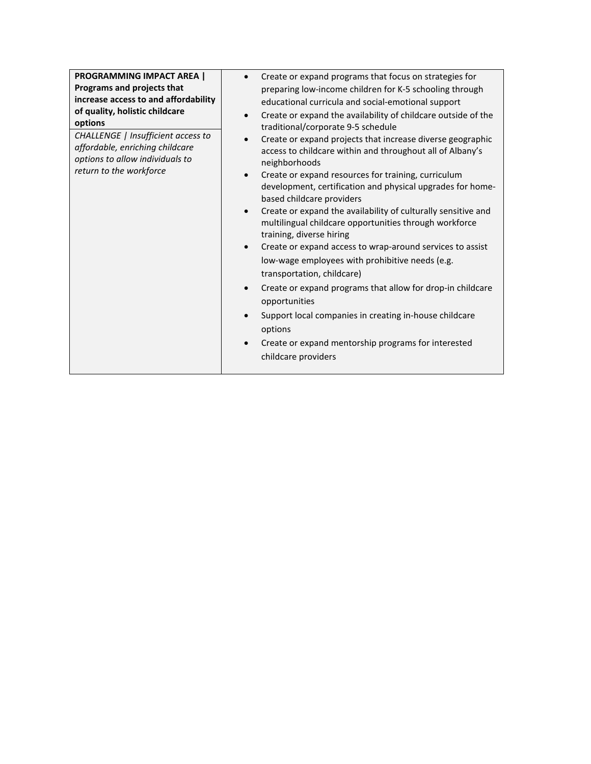| **PROGRAMMING IMPACT AREA \| Programs and projects that increase access to and affordability of quality, holistic childcare options**<br><br>*CHALLENGE \| Insufficient access to affordable, enriching childcare options to allow individuals to return to the workforce* | • Create or expand programs that focus on strategies for preparing low-income children for K-5 schooling through educational curricula and social-emotional support<br>• Create or expand the availability of childcare outside of the traditional/corporate 9-5 schedule<br>• Create or expand projects that increase diverse geographic access to childcare within and throughout all of Albany's neighborhoods<br>• Create or expand resources for training, curriculum development, certification and physical upgrades for home-based childcare providers<br>• Create or expand the availability of culturally sensitive and multilingual childcare opportunities through workforce training, diverse hiring<br>• Create or expand access to wrap-around services to assist low-wage employees with prohibitive needs (e.g. transportation, childcare)<br>• Create or expand programs that allow for drop-in childcare opportunities<br>• Support local companies in creating in-house childcare options<br>• Create or expand mentorship programs for interested childcare providers |
|---|---|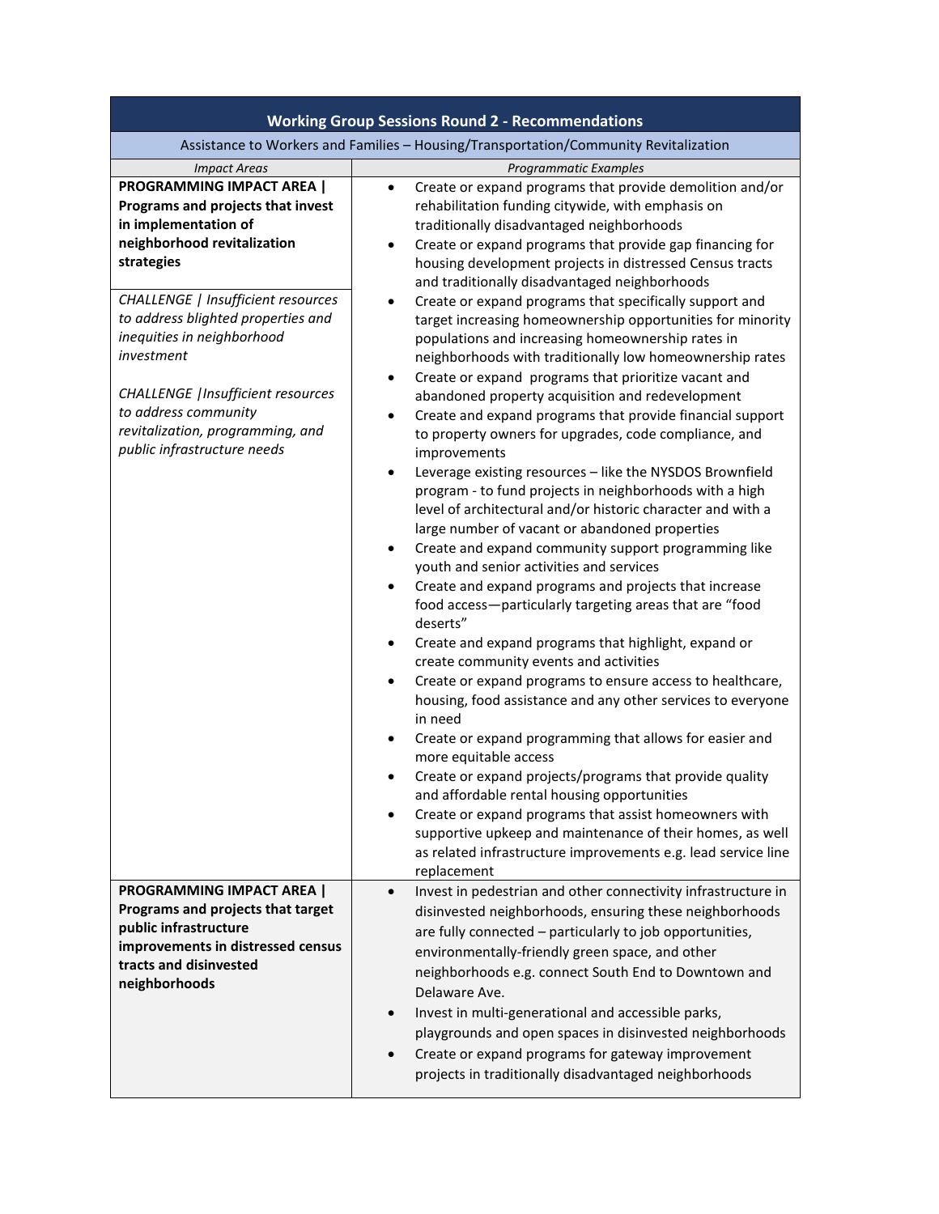| Working Group Sessions Round 2 - Recommendations | |
|---|---|
| Assistance to Workers and Families – Housing/Transportation/Community Revitalization | |
| *Impact Areas* | *Programmatic Examples* |
| **PROGRAMMING IMPACT AREA \| Programs and projects that invest in implementation of neighborhood revitalization strategies**<br><br>*CHALLENGE \| Insufficient resources to address blighted properties and inequities in neighborhood investment*<br><br>*CHALLENGE \|Insufficient resources to address community revitalization, programming, and public infrastructure needs* | • Create or expand programs that provide demolition and/or rehabilitation funding citywide, with emphasis on traditionally disadvantaged neighborhoods<br>• Create or expand programs that provide gap financing for housing development projects in distressed Census tracts and traditionally disadvantaged neighborhoods<br>• Create or expand programs that specifically support and target increasing homeownership opportunities for minority populations and increasing homeownership rates in neighborhoods with traditionally low homeownership rates<br>• Create or expand programs that prioritize vacant and abandoned property acquisition and redevelopment<br>• Create and expand programs that provide financial support to property owners for upgrades, code compliance, and improvements<br>• Leverage existing resources – like the NYSDOS Brownfield program - to fund projects in neighborhoods with a high level of architectural and/or historic character and with a large number of vacant or abandoned properties<br>• Create and expand community support programming like youth and senior activities and services<br>• Create and expand programs and projects that increase food access—particularly targeting areas that are "food deserts"<br>• Create and expand programs that highlight, expand or create community events and activities<br>• Create or expand programs to ensure access to healthcare, housing, food assistance and any other services to everyone in need<br>• Create or expand programming that allows for easier and more equitable access<br>• Create or expand projects/programs that provide quality and affordable rental housing opportunities<br>• Create or expand programs that assist homeowners with supportive upkeep and maintenance of their homes, as well as related infrastructure improvements e.g. lead service line replacement |
| **PROGRAMMING IMPACT AREA \| Programs and projects that target public infrastructure improvements in distressed census tracts and disinvested neighborhoods** | • Invest in pedestrian and other connectivity infrastructure in disinvested neighborhoods, ensuring these neighborhoods are fully connected – particularly to job opportunities, environmentally-friendly green space, and other neighborhoods e.g. connect South End to Downtown and Delaware Ave.<br>• Invest in multi-generational and accessible parks, playgrounds and open spaces in disinvested neighborhoods<br>• Create or expand programs for gateway improvement projects in traditionally disadvantaged neighborhoods |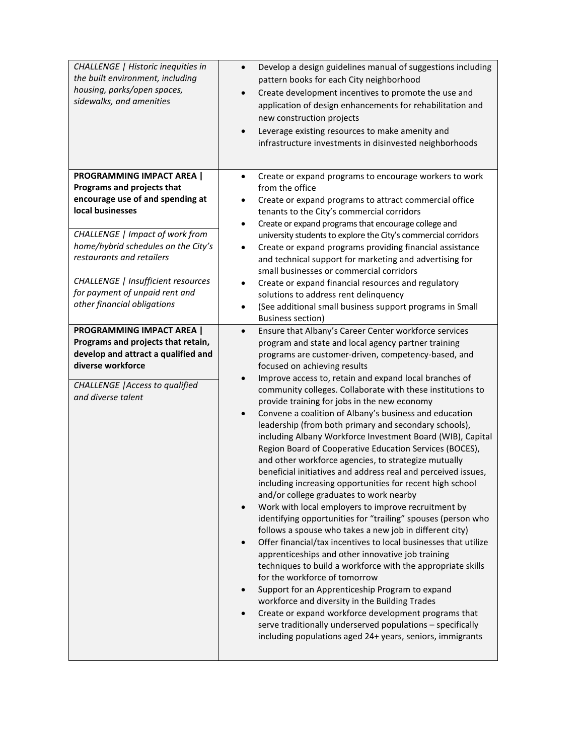| | |
|---|---|
| *CHALLENGE \| Historic inequities in the built environment, including housing, parks/open spaces, sidewalks, and amenities* | • Develop a design guidelines manual of suggestions including pattern books for each City neighborhood<br>• Create development incentives to promote the use and application of design enhancements for rehabilitation and new construction projects<br>• Leverage existing resources to make amenity and infrastructure investments in disinvested neighborhoods |
| **PROGRAMMING IMPACT AREA \| Programs and projects that encourage use of and spending at local businesses**<br><br>*CHALLENGE \| Impact of work from home/hybrid schedules on the City's restaurants and retailers*<br><br>*CHALLENGE \| Insufficient resources for payment of unpaid rent and other financial obligations* | • Create or expand programs to encourage workers to work from the office<br>• Create or expand programs to attract commercial office tenants to the City's commercial corridors<br>• Create or expand programs that encourage college and university students to explore the City's commercial corridors<br>• Create or expand programs providing financial assistance and technical support for marketing and advertising for small businesses or commercial corridors<br>• Create or expand financial resources and regulatory solutions to address rent delinquency<br>• (See additional small business support programs in Small Business section) |
| **PROGRAMMING IMPACT AREA \| Programs and projects that retain, develop and attract a qualified and diverse workforce**<br><br>*CHALLENGE \|Access to qualified and diverse talent* | • Ensure that Albany's Career Center workforce services program and state and local agency partner training programs are customer-driven, competency-based, and focused on achieving results<br>• Improve access to, retain and expand local branches of community colleges. Collaborate with these institutions to provide training for jobs in the new economy<br>• Convene a coalition of Albany's business and education leadership (from both primary and secondary schools), including Albany Workforce Investment Board (WIB), Capital Region Board of Cooperative Education Services (BOCES), and other workforce agencies, to strategize mutually beneficial initiatives and address real and perceived issues, including increasing opportunities for recent high school and/or college graduates to work nearby<br>• Work with local employers to improve recruitment by identifying opportunities for "trailing" spouses (person who follows a spouse who takes a new job in different city)<br>• Offer financial/tax incentives to local businesses that utilize apprenticeships and other innovative job training techniques to build a workforce with the appropriate skills for the workforce of tomorrow<br>• Support for an Apprenticeship Program to expand workforce and diversity in the Building Trades<br>• Create or expand workforce development programs that serve traditionally underserved populations – specifically including populations aged 24+ years, seniors, immigrants |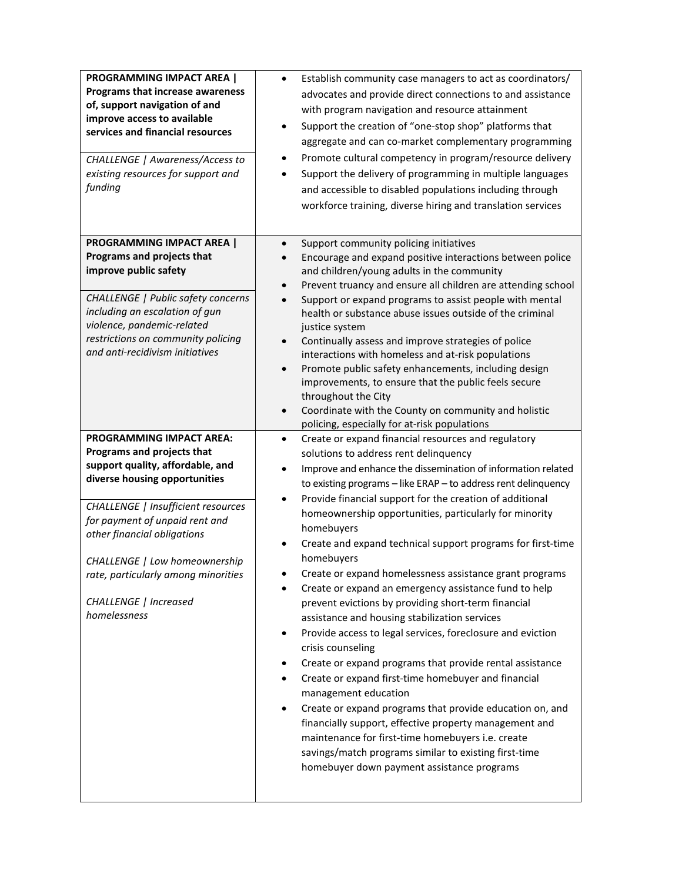| | |
|---|---|
| **PROGRAMMING IMPACT AREA \| Programs that increase awareness of, support navigation of and improve access to available services and financial resources**<br><br>*CHALLENGE \| Awareness/Access to existing resources for support and funding* | • Establish community case managers to act as coordinators/ advocates and provide direct connections to and assistance with program navigation and resource attainment<br>• Support the creation of "one-stop shop" platforms that aggregate and can co-market complementary programming<br>• Promote cultural competency in program/resource delivery<br>• Support the delivery of programming in multiple languages and accessible to disabled populations including through workforce training, diverse hiring and translation services |
| **PROGRAMMING IMPACT AREA \| Programs and projects that improve public safety**<br><br>*CHALLENGE \| Public safety concerns including an escalation of gun violence, pandemic-related restrictions on community policing and anti-recidivism initiatives* | • Support community policing initiatives<br>• Encourage and expand positive interactions between police and children/young adults in the community<br>• Prevent truancy and ensure all children are attending school<br>• Support or expand programs to assist people with mental health or substance abuse issues outside of the criminal justice system<br>• Continually assess and improve strategies of police interactions with homeless and at-risk populations<br>• Promote public safety enhancements, including design improvements, to ensure that the public feels secure throughout the City<br>• Coordinate with the County on community and holistic policing, especially for at-risk populations |
| **PROGRAMMING IMPACT AREA: Programs and projects that support quality, affordable, and diverse housing opportunities**<br><br>*CHALLENGE \| Insufficient resources for payment of unpaid rent and other financial obligations*<br><br>*CHALLENGE \| Low homeownership rate, particularly among minorities*<br><br>*CHALLENGE \| Increased homelessness* | • Create or expand financial resources and regulatory solutions to address rent delinquency<br>• Improve and enhance the dissemination of information related to existing programs – like ERAP – to address rent delinquency<br>• Provide financial support for the creation of additional homeownership opportunities, particularly for minority homebuyers<br>• Create and expand technical support programs for first-time homebuyers<br>• Create or expand homelessness assistance grant programs<br>• Create or expand an emergency assistance fund to help prevent evictions by providing short-term financial assistance and housing stabilization services<br>• Provide access to legal services, foreclosure and eviction crisis counseling<br>• Create or expand programs that provide rental assistance<br>• Create or expand first-time homebuyer and financial management education<br>• Create or expand programs that provide education on, and financially support, effective property management and maintenance for first-time homebuyers i.e. create savings/match programs similar to existing first-time homebuyer down payment assistance programs |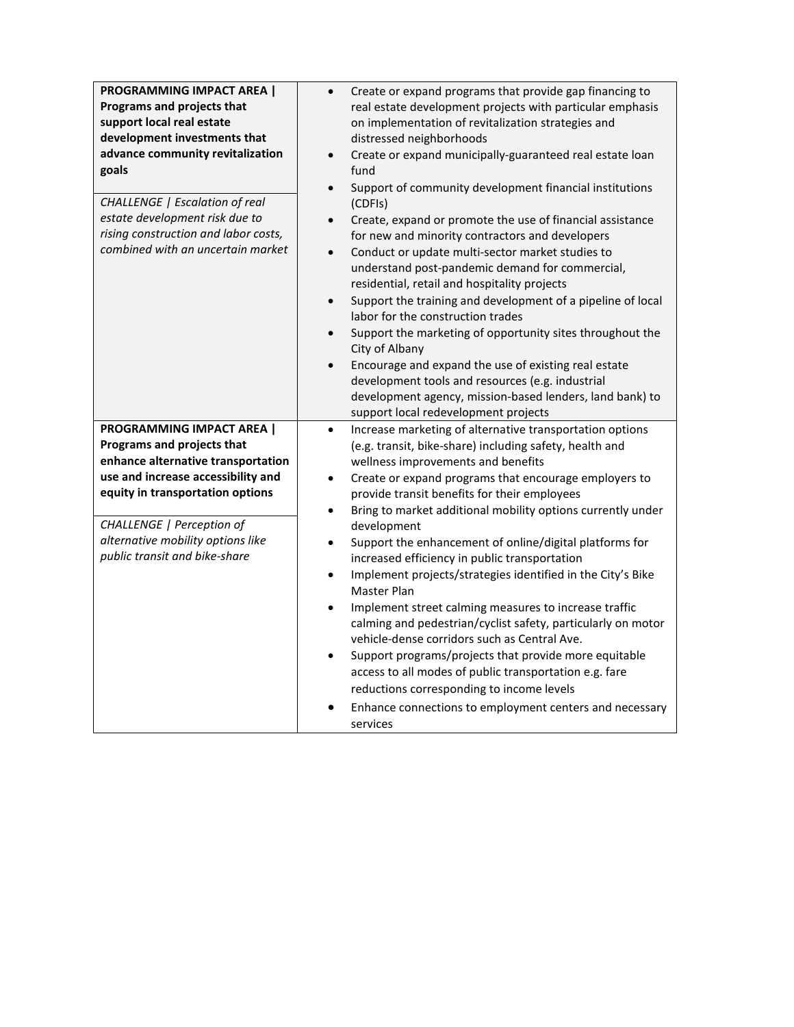| | |
|---|---|
| **PROGRAMMING IMPACT AREA \| Programs and projects that support local real estate development investments that advance community revitalization goals**<br><br>*CHALLENGE \| Escalation of real estate development risk due to rising construction and labor costs, combined with an uncertain market* | • Create or expand programs that provide gap financing to real estate development projects with particular emphasis on implementation of revitalization strategies and distressed neighborhoods<br>• Create or expand municipally-guaranteed real estate loan fund<br>• Support of community development financial institutions (CDFIs)<br>• Create, expand or promote the use of financial assistance for new and minority contractors and developers<br>• Conduct or update multi-sector market studies to understand post-pandemic demand for commercial, residential, retail and hospitality projects<br>• Support the training and development of a pipeline of local labor for the construction trades<br>• Support the marketing of opportunity sites throughout the City of Albany<br>• Encourage and expand the use of existing real estate development tools and resources (e.g. industrial development agency, mission-based lenders, land bank) to support local redevelopment projects |
| **PROGRAMMING IMPACT AREA \| Programs and projects that enhance alternative transportation use and increase accessibility and equity in transportation options**<br><br>*CHALLENGE \| Perception of alternative mobility options like public transit and bike-share* | • Increase marketing of alternative transportation options (e.g. transit, bike-share) including safety, health and wellness improvements and benefits<br>• Create or expand programs that encourage employers to provide transit benefits for their employees<br>• Bring to market additional mobility options currently under development<br>• Support the enhancement of online/digital platforms for increased efficiency in public transportation<br>• Implement projects/strategies identified in the City's Bike Master Plan<br>• Implement street calming measures to increase traffic calming and pedestrian/cyclist safety, particularly on motor vehicle-dense corridors such as Central Ave.<br>• Support programs/projects that provide more equitable access to all modes of public transportation e.g. fare reductions corresponding to income levels<br>• Enhance connections to employment centers and necessary services |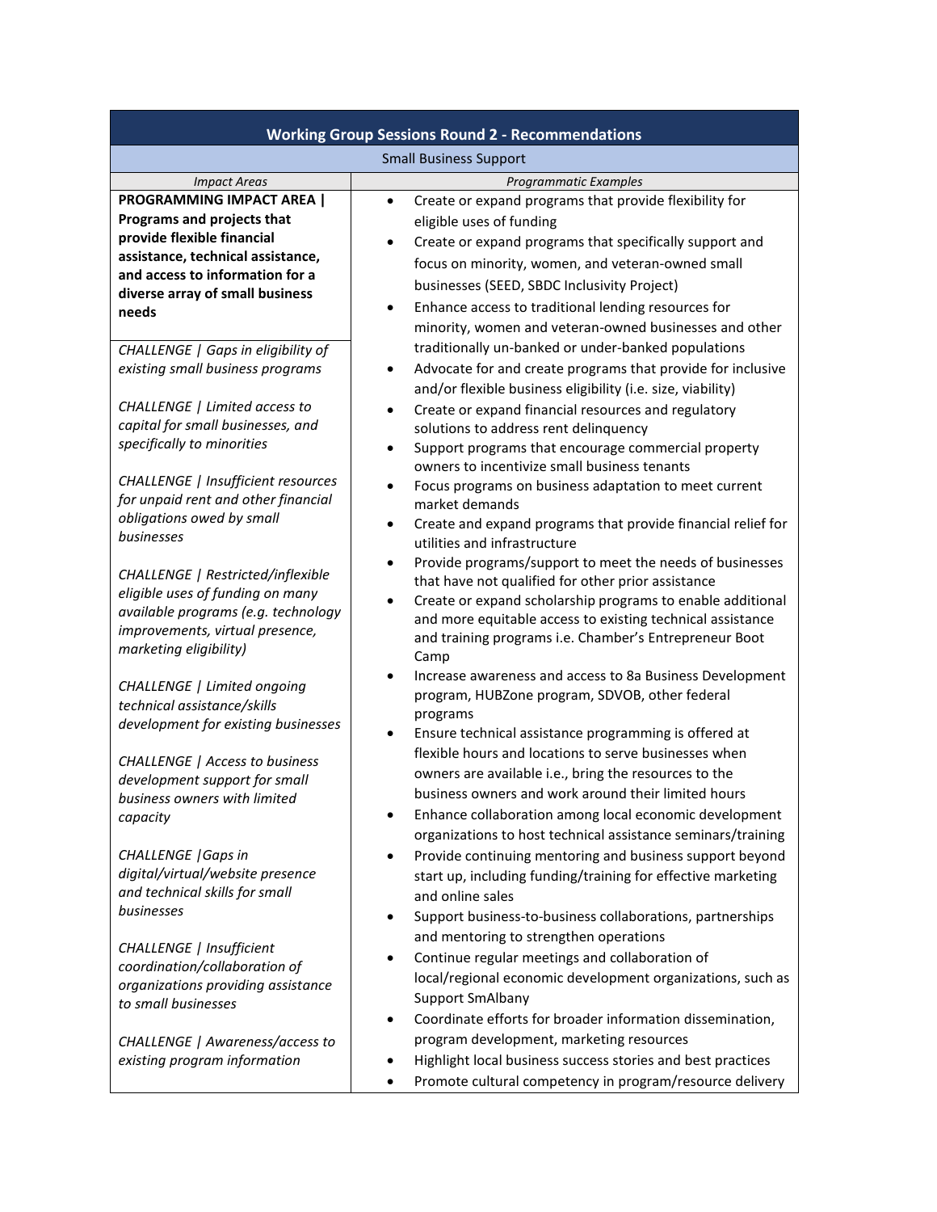| **Working Group Sessions Round 2 - Recommendations** | |
|---|---|
| Small Business Support | |
| *Impact Areas* | *Programmatic Examples* |
| **PROGRAMMING IMPACT AREA \| Programs and projects that provide flexible financial assistance, technical assistance, and access to information for a diverse array of small business needs**<br><br>*CHALLENGE \| Gaps in eligibility of existing small business programs*<br><br>*CHALLENGE \| Limited access to capital for small businesses, and specifically to minorities*<br><br>*CHALLENGE \| Insufficient resources for unpaid rent and other financial obligations owed by small businesses*<br><br>*CHALLENGE \| Restricted/inflexible eligible uses of funding on many available programs (e.g. technology improvements, virtual presence, marketing eligibility)*<br><br>*CHALLENGE \| Limited ongoing technical assistance/skills development for existing businesses*<br><br>*CHALLENGE \| Access to business development support for small business owners with limited capacity*<br><br>*CHALLENGE \|Gaps in digital/virtual/website presence and technical skills for small businesses*<br><br>*CHALLENGE \| Insufficient coordination/collaboration of organizations providing assistance to small businesses*<br><br>*CHALLENGE \| Awareness/access to existing program information* | • Create or expand programs that provide flexibility for eligible uses of funding<br>• Create or expand programs that specifically support and focus on minority, women, and veteran-owned small businesses (SEED, SBDC Inclusivity Project)<br>• Enhance access to traditional lending resources for minority, women and veteran-owned businesses and other traditionally un-banked or under-banked populations<br>• Advocate for and create programs that provide for inclusive and/or flexible business eligibility (i.e. size, viability)<br>• Create or expand financial resources and regulatory solutions to address rent delinquency<br>• Support programs that encourage commercial property owners to incentivize small business tenants<br>• Focus programs on business adaptation to meet current market demands<br>• Create and expand programs that provide financial relief for utilities and infrastructure<br>• Provide programs/support to meet the needs of businesses that have not qualified for other prior assistance<br>• Create or expand scholarship programs to enable additional and more equitable access to existing technical assistance and training programs i.e. Chamber's Entrepreneur Boot Camp<br>• Increase awareness and access to 8a Business Development program, HUBZone program, SDVOB, other federal programs<br>• Ensure technical assistance programming is offered at flexible hours and locations to serve businesses when owners are available i.e., bring the resources to the business owners and work around their limited hours<br>• Enhance collaboration among local economic development organizations to host technical assistance seminars/training<br>• Provide continuing mentoring and business support beyond start up, including funding/training for effective marketing and online sales<br>• Support business-to-business collaborations, partnerships and mentoring to strengthen operations<br>• Continue regular meetings and collaboration of local/regional economic development organizations, such as Support SmAlbany<br>• Coordinate efforts for broader information dissemination, program development, marketing resources<br>• Highlight local business success stories and best practices<br>• Promote cultural competency in program/resource delivery |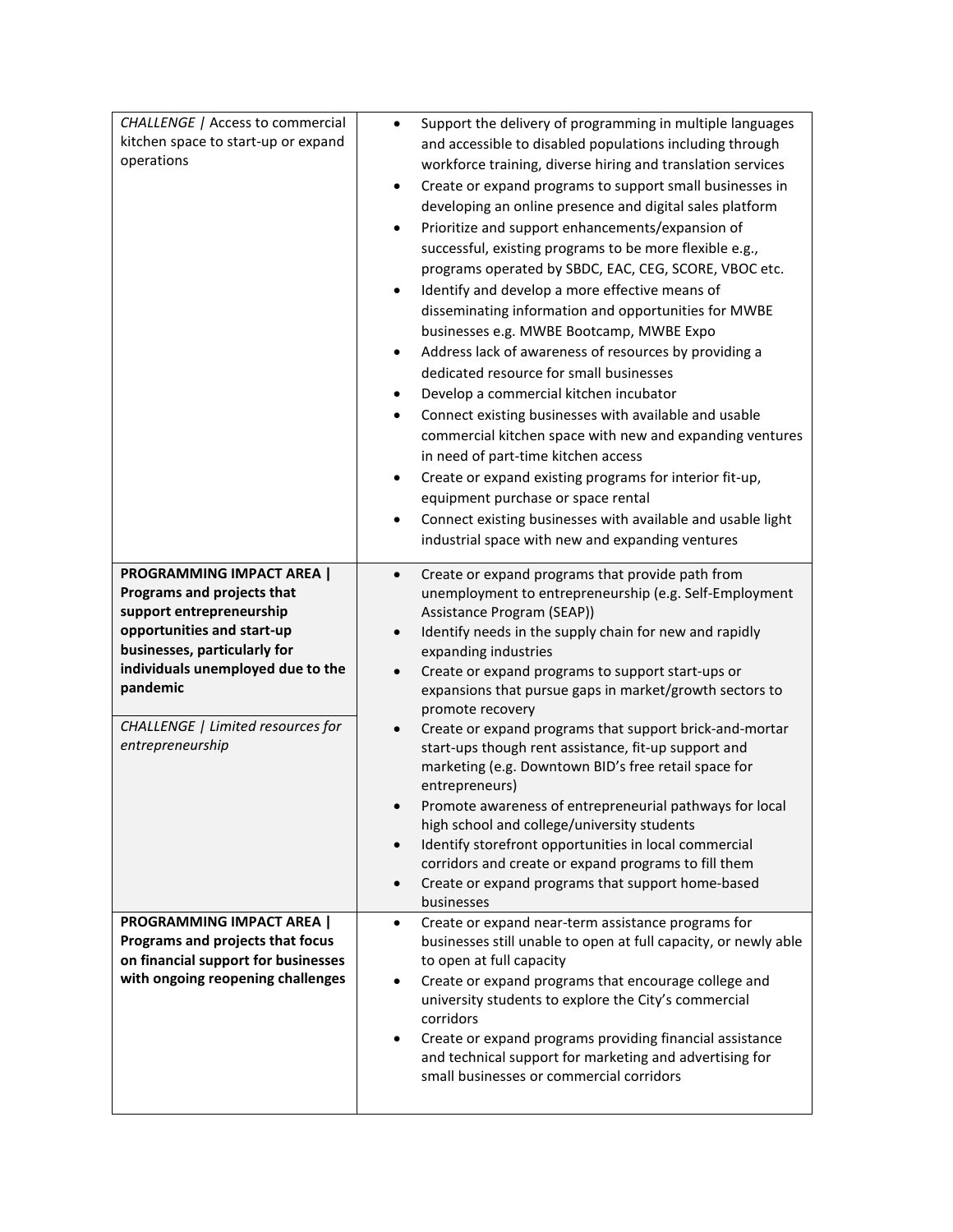| | |
|---|---|
| *CHALLENGE \| Access to commercial kitchen space to start-up or expand operations* | • Support the delivery of programming in multiple languages and accessible to disabled populations including through workforce training, diverse hiring and translation services<br>• Create or expand programs to support small businesses in developing an online presence and digital sales platform<br>• Prioritize and support enhancements/expansion of successful, existing programs to be more flexible e.g., programs operated by SBDC, EAC, CEG, SCORE, VBOC etc.<br>• Identify and develop a more effective means of disseminating information and opportunities for MWBE businesses e.g. MWBE Bootcamp, MWBE Expo<br>• Address lack of awareness of resources by providing a dedicated resource for small businesses<br>• Develop a commercial kitchen incubator<br>• Connect existing businesses with available and usable commercial kitchen space with new and expanding ventures in need of part-time kitchen access<br>• Create or expand existing programs for interior fit-up, equipment purchase or space rental<br>• Connect existing businesses with available and usable light industrial space with new and expanding ventures |
| **PROGRAMMING IMPACT AREA \| Programs and projects that support entrepreneurship opportunities and start-up businesses, particularly for individuals unemployed due to the pandemic**<br><br>*CHALLENGE \| Limited resources for entrepreneurship* | • Create or expand programs that provide path from unemployment to entrepreneurship (e.g. Self-Employment Assistance Program (SEAP))<br>• Identify needs in the supply chain for new and rapidly expanding industries<br>• Create or expand programs to support start-ups or expansions that pursue gaps in market/growth sectors to promote recovery<br>• Create or expand programs that support brick-and-mortar start-ups though rent assistance, fit-up support and marketing (e.g. Downtown BID's free retail space for entrepreneurs)<br>• Promote awareness of entrepreneurial pathways for local high school and college/university students<br>• Identify storefront opportunities in local commercial corridors and create or expand programs to fill them<br>• Create or expand programs that support home-based businesses |
| **PROGRAMMING IMPACT AREA \| Programs and projects that focus on financial support for businesses with ongoing reopening challenges** | • Create or expand near-term assistance programs for businesses still unable to open at full capacity, or newly able to open at full capacity<br>• Create or expand programs that encourage college and university students to explore the City's commercial corridors<br>• Create or expand programs providing financial assistance and technical support for marketing and advertising for small businesses or commercial corridors |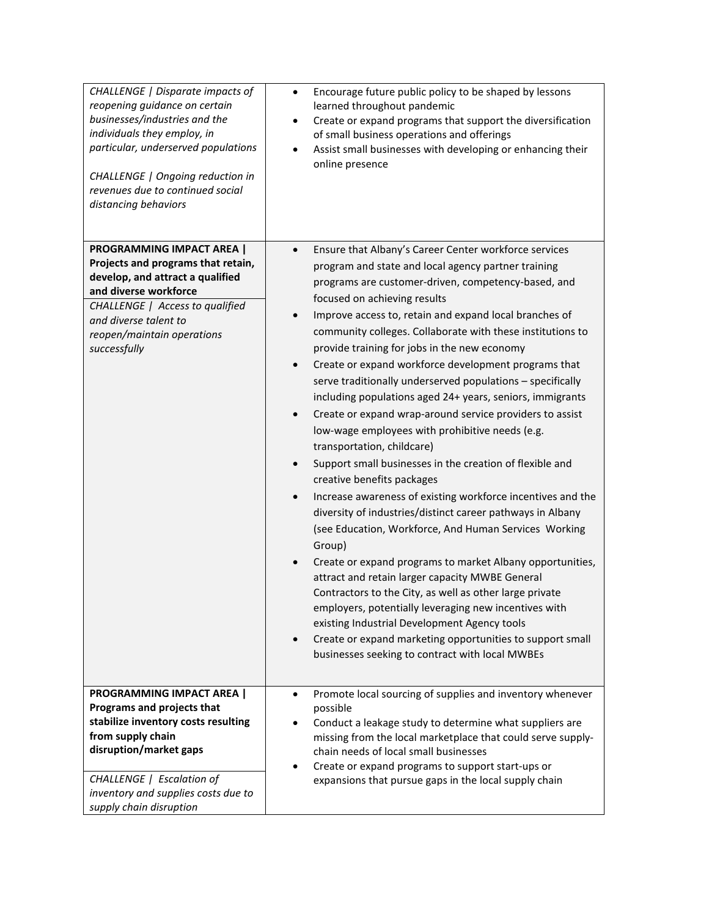| | |
|---|---|
| *CHALLENGE \| Disparate impacts of reopening guidance on certain businesses/industries and the individuals they employ, in particular, underserved populations*<br><br>*CHALLENGE \| Ongoing reduction in revenues due to continued social distancing behaviors* | • Encourage future public policy to be shaped by lessons learned throughout pandemic<br>• Create or expand programs that support the diversification of small business operations and offerings<br>• Assist small businesses with developing or enhancing their online presence |
| **PROGRAMMING IMPACT AREA \| Projects and programs that retain, develop, and attract a qualified and diverse workforce**<br><br>*CHALLENGE \| Access to qualified and diverse talent to reopen/maintain operations successfully* | • Ensure that Albany's Career Center workforce services program and state and local agency partner training programs are customer-driven, competency-based, and focused on achieving results<br>• Improve access to, retain and expand local branches of community colleges. Collaborate with these institutions to provide training for jobs in the new economy<br>• Create or expand workforce development programs that serve traditionally underserved populations – specifically including populations aged 24+ years, seniors, immigrants<br>• Create or expand wrap-around service providers to assist low-wage employees with prohibitive needs (e.g. transportation, childcare)<br>• Support small businesses in the creation of flexible and creative benefits packages<br>• Increase awareness of existing workforce incentives and the diversity of industries/distinct career pathways in Albany (see Education, Workforce, And Human Services Working Group)<br>• Create or expand programs to market Albany opportunities, attract and retain larger capacity MWBE General Contractors to the City, as well as other large private employers, potentially leveraging new incentives with existing Industrial Development Agency tools<br>• Create or expand marketing opportunities to support small businesses seeking to contract with local MWBEs |
| **PROGRAMMING IMPACT AREA \| Programs and projects that stabilize inventory costs resulting from supply chain disruption/market gaps**<br><br>*CHALLENGE \| Escalation of inventory and supplies costs due to supply chain disruption* | • Promote local sourcing of supplies and inventory whenever possible<br>• Conduct a leakage study to determine what suppliers are missing from the local marketplace that could serve supply-chain needs of local small businesses<br>• Create or expand programs to support start-ups or expansions that pursue gaps in the local supply chain |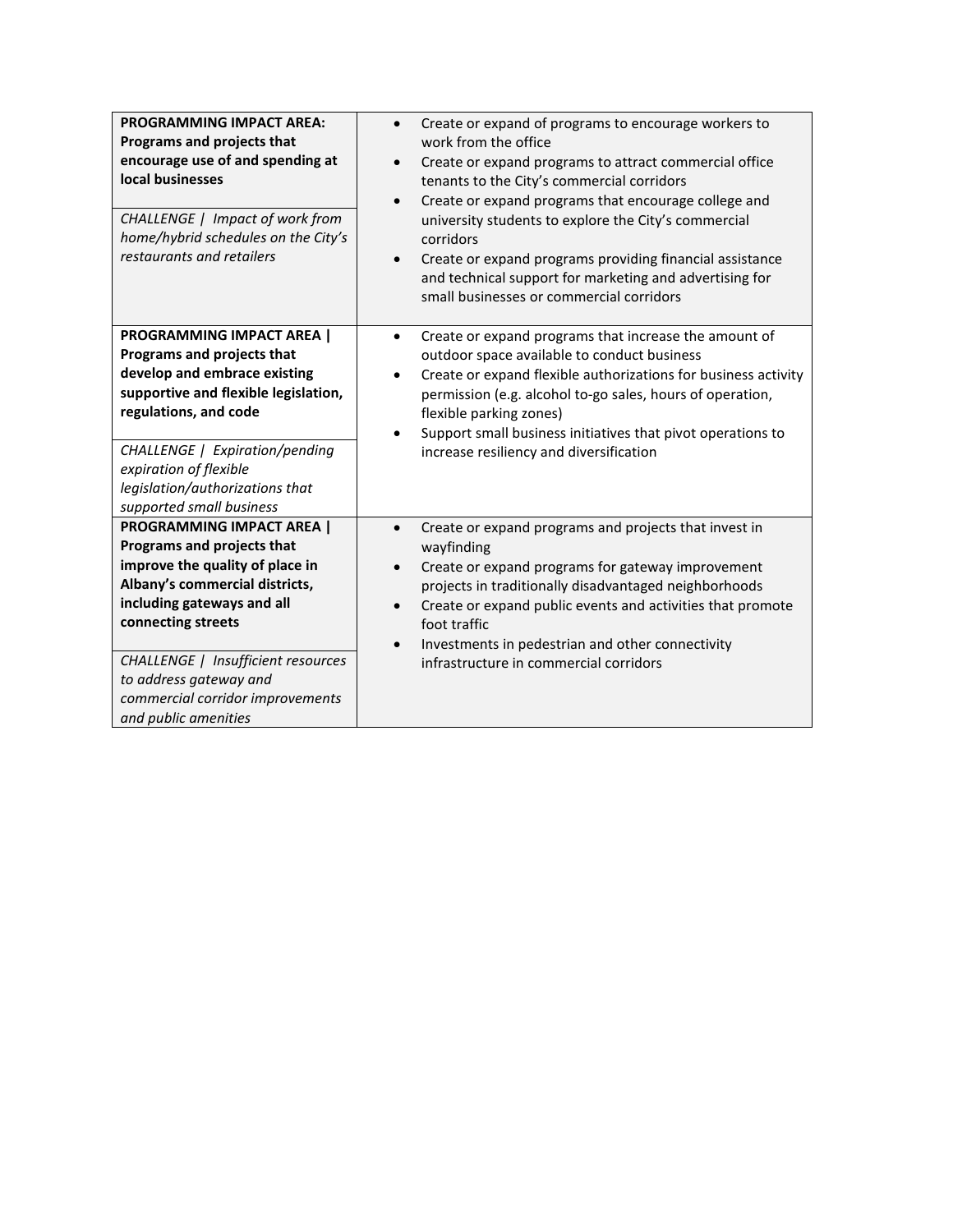| | |
|---|---|
| **PROGRAMMING IMPACT AREA: Programs and projects that encourage use of and spending at local businesses**<br><br>*CHALLENGE \| Impact of work from home/hybrid schedules on the City's restaurants and retailers* | • Create or expand of programs to encourage workers to work from the office<br>• Create or expand programs to attract commercial office tenants to the City's commercial corridors<br>• Create or expand programs that encourage college and university students to explore the City's commercial corridors<br>• Create or expand programs providing financial assistance and technical support for marketing and advertising for small businesses or commercial corridors |
| **PROGRAMMING IMPACT AREA \| Programs and projects that develop and embrace existing supportive and flexible legislation, regulations, and code**<br><br>*CHALLENGE \| Expiration/pending expiration of flexible legislation/authorizations that supported small business* | • Create or expand programs that increase the amount of outdoor space available to conduct business<br>• Create or expand flexible authorizations for business activity permission (e.g. alcohol to-go sales, hours of operation, flexible parking zones)<br>• Support small business initiatives that pivot operations to increase resiliency and diversification |
| **PROGRAMMING IMPACT AREA \| Programs and projects that improve the quality of place in Albany's commercial districts, including gateways and all connecting streets**<br><br>*CHALLENGE \| Insufficient resources to address gateway and commercial corridor improvements and public amenities* | • Create or expand programs and projects that invest in wayfinding<br>• Create or expand programs for gateway improvement projects in traditionally disadvantaged neighborhoods<br>• Create or expand public events and activities that promote foot traffic<br>• Investments in pedestrian and other connectivity infrastructure in commercial corridors |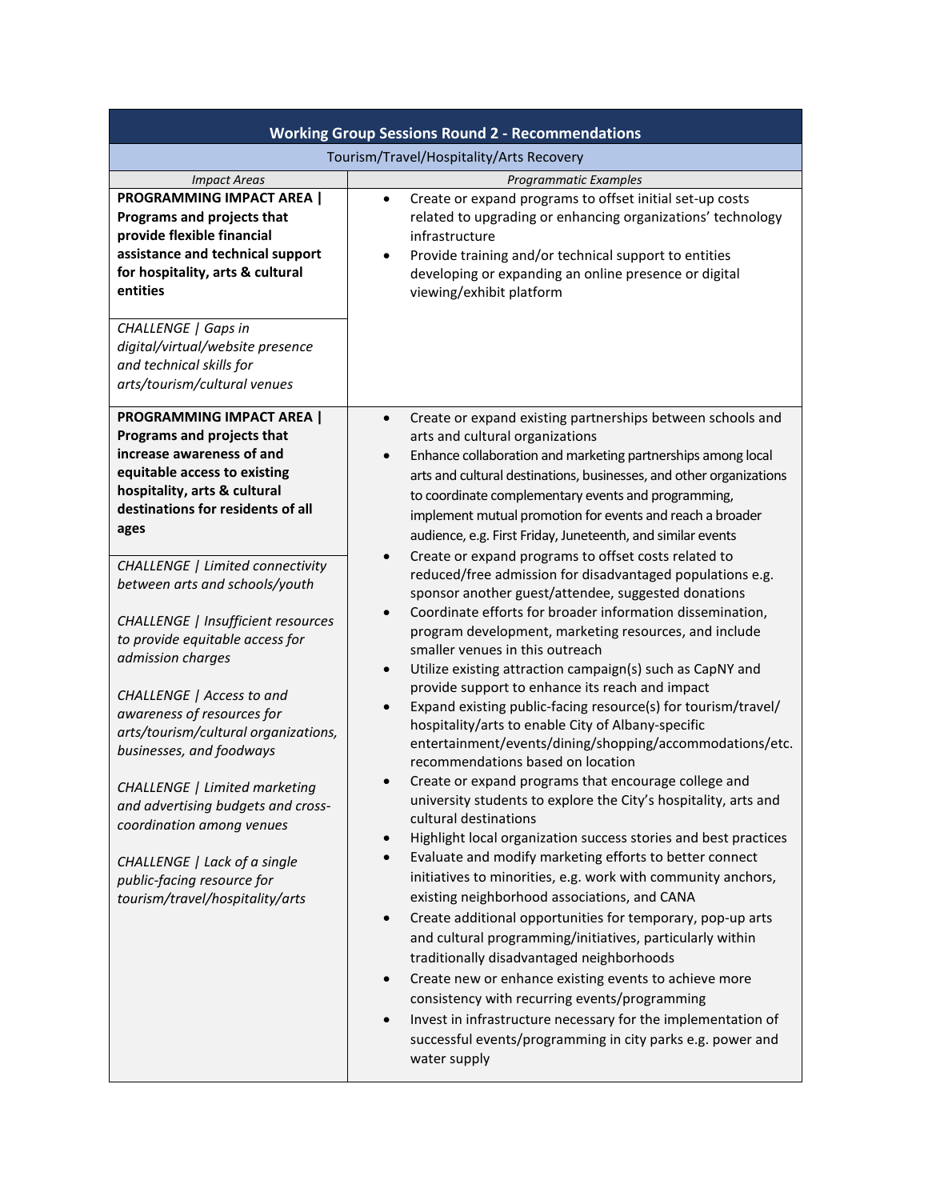| Working Group Sessions Round 2 - Recommendations | |
|---|---|
| Tourism/Travel/Hospitality/Arts Recovery | |
| *Impact Areas* | *Programmatic Examples* |
| **PROGRAMMING IMPACT AREA \| Programs and projects that provide flexible financial assistance and technical support for hospitality, arts & cultural entities**<br><br>*CHALLENGE \| Gaps in digital/virtual/website presence and technical skills for arts/tourism/cultural venues* | • Create or expand programs to offset initial set-up costs related to upgrading or enhancing organizations' technology infrastructure<br>• Provide training and/or technical support to entities developing or expanding an online presence or digital viewing/exhibit platform |
| **PROGRAMMING IMPACT AREA \| Programs and projects that increase awareness of and equitable access to existing hospitality, arts & cultural destinations for residents of all ages**<br><br>*CHALLENGE \| Limited connectivity between arts and schools/youth*<br><br>*CHALLENGE \| Insufficient resources to provide equitable access for admission charges*<br><br>*CHALLENGE \| Access to and awareness of resources for arts/tourism/cultural organizations, businesses, and foodways*<br><br>*CHALLENGE \| Limited marketing and advertising budgets and cross-coordination among venues*<br><br>*CHALLENGE \| Lack of a single public-facing resource for tourism/travel/hospitality/arts* | • Create or expand existing partnerships between schools and arts and cultural organizations<br>• Enhance collaboration and marketing partnerships among local arts and cultural destinations, businesses, and other organizations to coordinate complementary events and programming, implement mutual promotion for events and reach a broader audience, e.g. First Friday, Juneteenth, and similar events<br>• Create or expand programs to offset costs related to reduced/free admission for disadvantaged populations e.g. sponsor another guest/attendee, suggested donations<br>• Coordinate efforts for broader information dissemination, program development, marketing resources, and include smaller venues in this outreach<br>• Utilize existing attraction campaign(s) such as CapNY and provide support to enhance its reach and impact<br>• Expand existing public-facing resource(s) for tourism/travel/hospitality/arts to enable City of Albany-specific entertainment/events/dining/shopping/accommodations/etc. recommendations based on location<br>• Create or expand programs that encourage college and university students to explore the City's hospitality, arts and cultural destinations<br>• Highlight local organization success stories and best practices<br>• Evaluate and modify marketing efforts to better connect initiatives to minorities, e.g. work with community anchors, existing neighborhood associations, and CANA<br>• Create additional opportunities for temporary, pop-up arts and cultural programming/initiatives, particularly within traditionally disadvantaged neighborhoods<br>• Create new or enhance existing events to achieve more consistency with recurring events/programming<br>• Invest in infrastructure necessary for the implementation of successful events/programming in city parks e.g. power and water supply |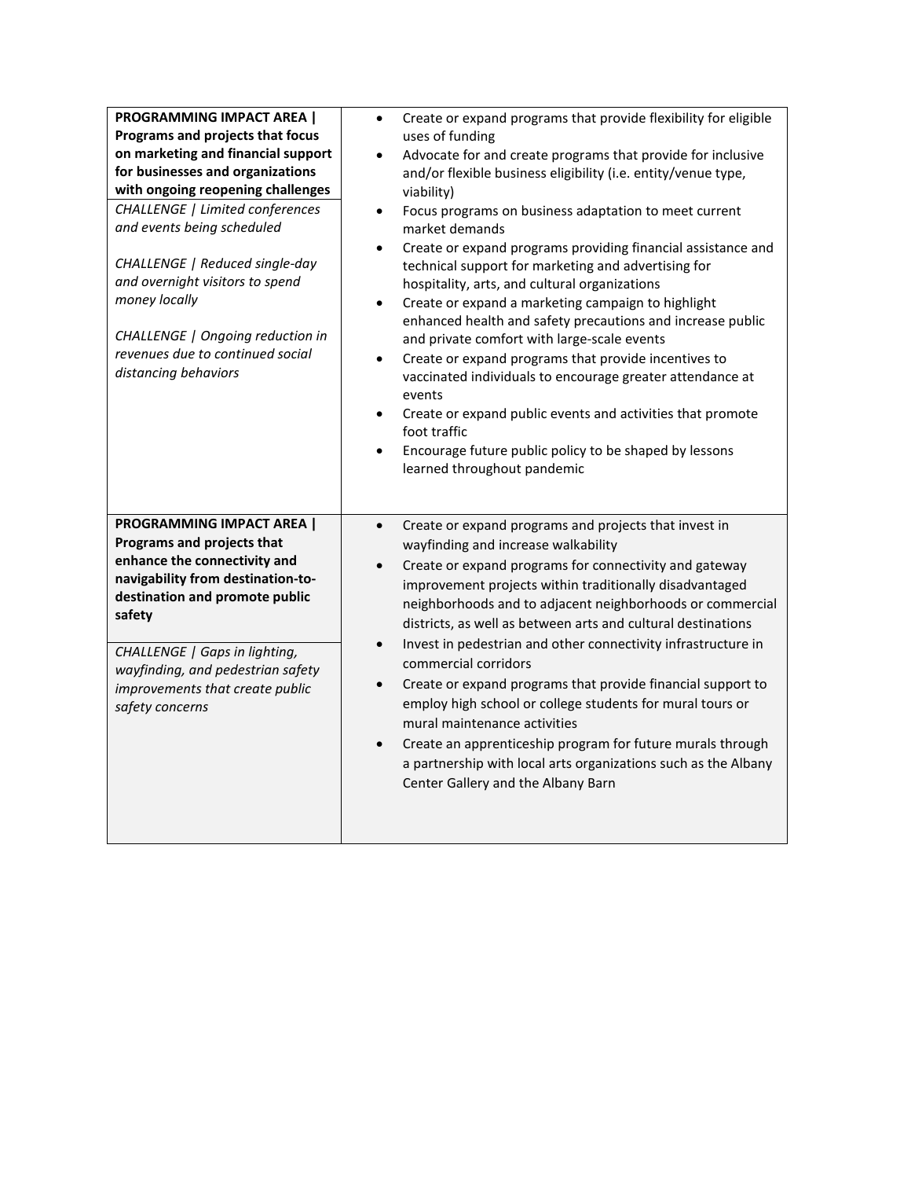| | |
|---|---|
| **PROGRAMMING IMPACT AREA \| Programs and projects that focus on marketing and financial support for businesses and organizations with ongoing reopening challenges**<br><br>*CHALLENGE \| Limited conferences and events being scheduled*<br><br>*CHALLENGE \| Reduced single-day and overnight visitors to spend money locally*<br><br>*CHALLENGE \| Ongoing reduction in revenues due to continued social distancing behaviors* | • Create or expand programs that provide flexibility for eligible uses of funding<br>• Advocate for and create programs that provide for inclusive and/or flexible business eligibility (i.e. entity/venue type, viability)<br>• Focus programs on business adaptation to meet current market demands<br>• Create or expand programs providing financial assistance and technical support for marketing and advertising for hospitality, arts, and cultural organizations<br>• Create or expand a marketing campaign to highlight enhanced health and safety precautions and increase public and private comfort with large-scale events<br>• Create or expand programs that provide incentives to vaccinated individuals to encourage greater attendance at events<br>• Create or expand public events and activities that promote foot traffic<br>• Encourage future public policy to be shaped by lessons learned throughout pandemic |
| **PROGRAMMING IMPACT AREA \| Programs and projects that enhance the connectivity and navigability from destination-to-destination and promote public safety**<br><br>*CHALLENGE \| Gaps in lighting, wayfinding, and pedestrian safety improvements that create public safety concerns* | • Create or expand programs and projects that invest in wayfinding and increase walkability<br>• Create or expand programs for connectivity and gateway improvement projects within traditionally disadvantaged neighborhoods and to adjacent neighborhoods or commercial districts, as well as between arts and cultural destinations<br>• Invest in pedestrian and other connectivity infrastructure in commercial corridors<br>• Create or expand programs that provide financial support to employ high school or college students for mural tours or mural maintenance activities<br>• Create an apprenticeship program for future murals through a partnership with local arts organizations such as the Albany Center Gallery and the Albany Barn |